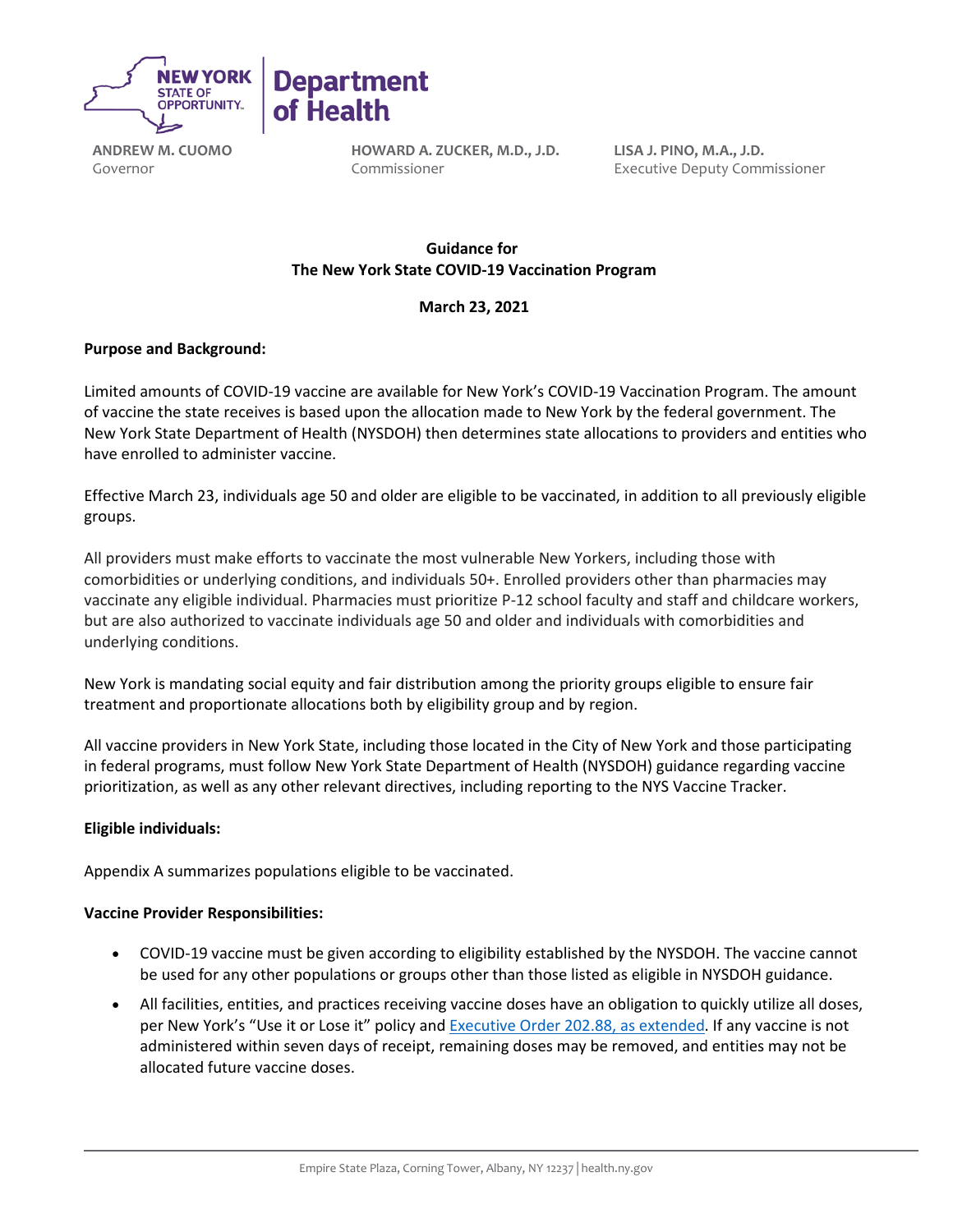NEW YORK STATE OF OPPORTUNITY | Department of Health

**ANDREW M. CUOMO**
Governor

**HOWARD A. ZUCKER, M.D., J.D.**
Commissioner

**LISA J. PINO, M.A., J.D.**
Executive Deputy Commissioner

# Guidance for The New York State COVID-19 Vaccination Program

**March 23, 2021**

## Purpose and Background:

Limited amounts of COVID-19 vaccine are available for New York's COVID-19 Vaccination Program. The amount of vaccine the state receives is based upon the allocation made to New York by the federal government. The New York State Department of Health (NYSDOH) then determines state allocations to providers and entities who have enrolled to administer vaccine.

Effective March 23, individuals age 50 and older are eligible to be vaccinated, in addition to all previously eligible groups.

All providers must make efforts to vaccinate the most vulnerable New Yorkers, including those with comorbidities or underlying conditions, and individuals 50+. Enrolled providers other than pharmacies may vaccinate any eligible individual. Pharmacies must prioritize P-12 school faculty and staff and childcare workers, but are also authorized to vaccinate individuals age 50 and older and individuals with comorbidities and underlying conditions.

New York is mandating social equity and fair distribution among the priority groups eligible to ensure fair treatment and proportionate allocations both by eligibility group and by region.

All vaccine providers in New York State, including those located in the City of New York and those participating in federal programs, must follow New York State Department of Health (NYSDOH) guidance regarding vaccine prioritization, as well as any other relevant directives, including reporting to the NYS Vaccine Tracker.

## Eligible individuals:

Appendix A summarizes populations eligible to be vaccinated.

## Vaccine Provider Responsibilities:

- COVID-19 vaccine must be given according to eligibility established by the NYSDOH. The vaccine cannot be used for any other populations or groups other than those listed as eligible in NYSDOH guidance.
- All facilities, entities, and practices receiving vaccine doses have an obligation to quickly utilize all doses, per New York's "Use it or Lose it" policy and Executive Order 202.88, as extended. If any vaccine is not administered within seven days of receipt, remaining doses may be removed, and entities may not be allocated future vaccine doses.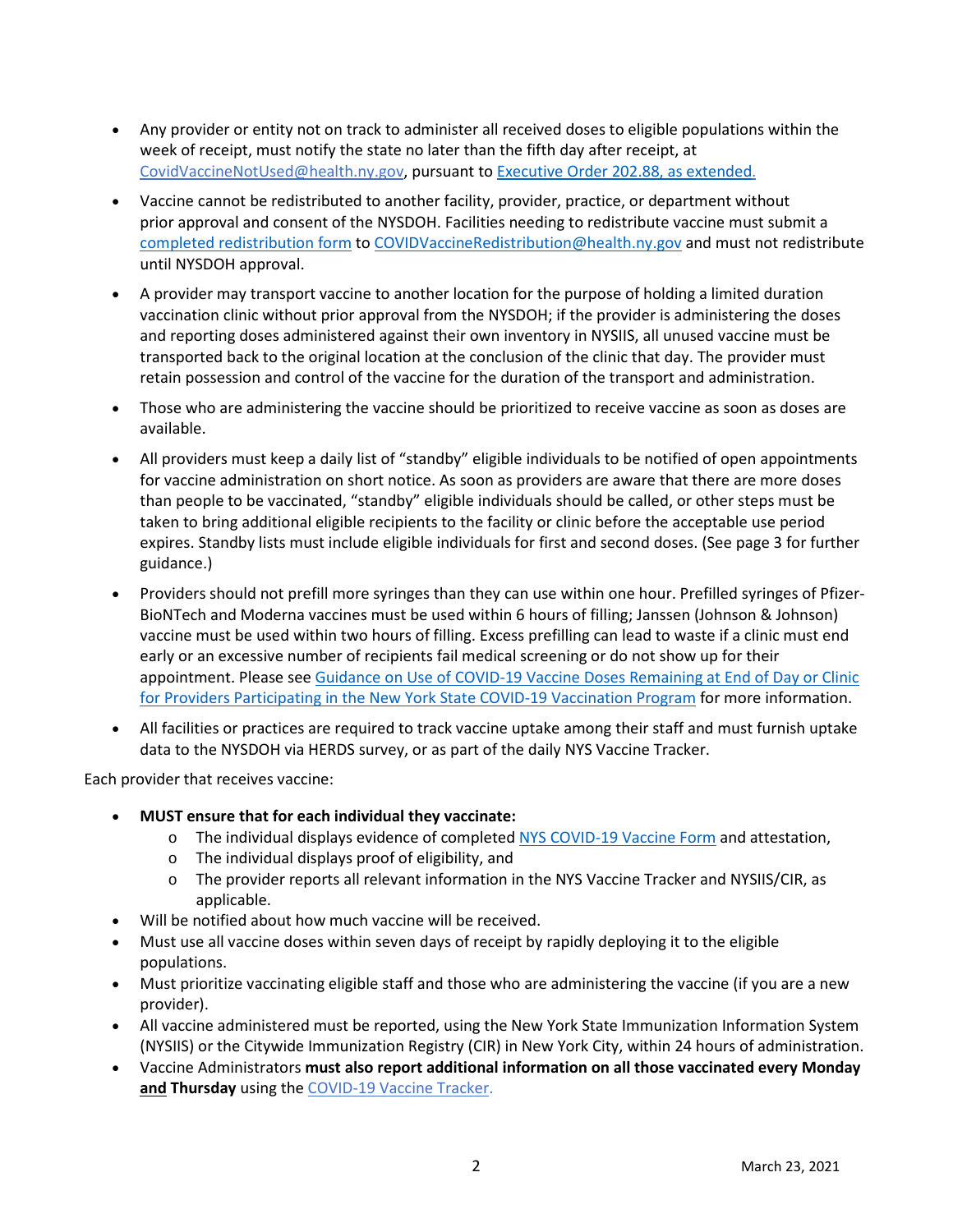- Any provider or entity not on track to administer all received doses to eligible populations within the week of receipt, must notify the state no later than the fifth day after receipt, at CovidVaccineNotUsed@health.ny.gov, pursuant to Executive Order 202.88, as extended.
- Vaccine cannot be redistributed to another facility, provider, practice, or department without prior approval and consent of the NYSDOH. Facilities needing to redistribute vaccine must submit a completed redistribution form to COVIDVaccineRedistribution@health.ny.gov and must not redistribute until NYSDOH approval.
- A provider may transport vaccine to another location for the purpose of holding a limited duration vaccination clinic without prior approval from the NYSDOH; if the provider is administering the doses and reporting doses administered against their own inventory in NYSIIS, all unused vaccine must be transported back to the original location at the conclusion of the clinic that day. The provider must retain possession and control of the vaccine for the duration of the transport and administration.
- Those who are administering the vaccine should be prioritized to receive vaccine as soon as doses are available.
- All providers must keep a daily list of "standby" eligible individuals to be notified of open appointments for vaccine administration on short notice. As soon as providers are aware that there are more doses than people to be vaccinated, "standby" eligible individuals should be called, or other steps must be taken to bring additional eligible recipients to the facility or clinic before the acceptable use period expires. Standby lists must include eligible individuals for first and second doses. (See page 3 for further guidance.)
- Providers should not prefill more syringes than they can use within one hour. Prefilled syringes of Pfizer-BioNTech and Moderna vaccines must be used within 6 hours of filling; Janssen (Johnson & Johnson) vaccine must be used within two hours of filling. Excess prefilling can lead to waste if a clinic must end early or an excessive number of recipients fail medical screening or do not show up for their appointment. Please see Guidance on Use of COVID-19 Vaccine Doses Remaining at End of Day or Clinic for Providers Participating in the New York State COVID-19 Vaccination Program for more information.
- All facilities or practices are required to track vaccine uptake among their staff and must furnish uptake data to the NYSDOH via HERDS survey, or as part of the daily NYS Vaccine Tracker.

Each provider that receives vaccine:

- **MUST ensure that for each individual they vaccinate:**
  - The individual displays evidence of completed NYS COVID-19 Vaccine Form and attestation,
  - The individual displays proof of eligibility, and
  - The provider reports all relevant information in the NYS Vaccine Tracker and NYSIIS/CIR, as applicable.
- Will be notified about how much vaccine will be received.
- Must use all vaccine doses within seven days of receipt by rapidly deploying it to the eligible populations.
- Must prioritize vaccinating eligible staff and those who are administering the vaccine (if you are a new provider).
- All vaccine administered must be reported, using the New York State Immunization Information System (NYSIIS) or the Citywide Immunization Registry (CIR) in New York City, within 24 hours of administration.
- Vaccine Administrators **must also report additional information on all those vaccinated every Monday and Thursday** using the COVID-19 Vaccine Tracker.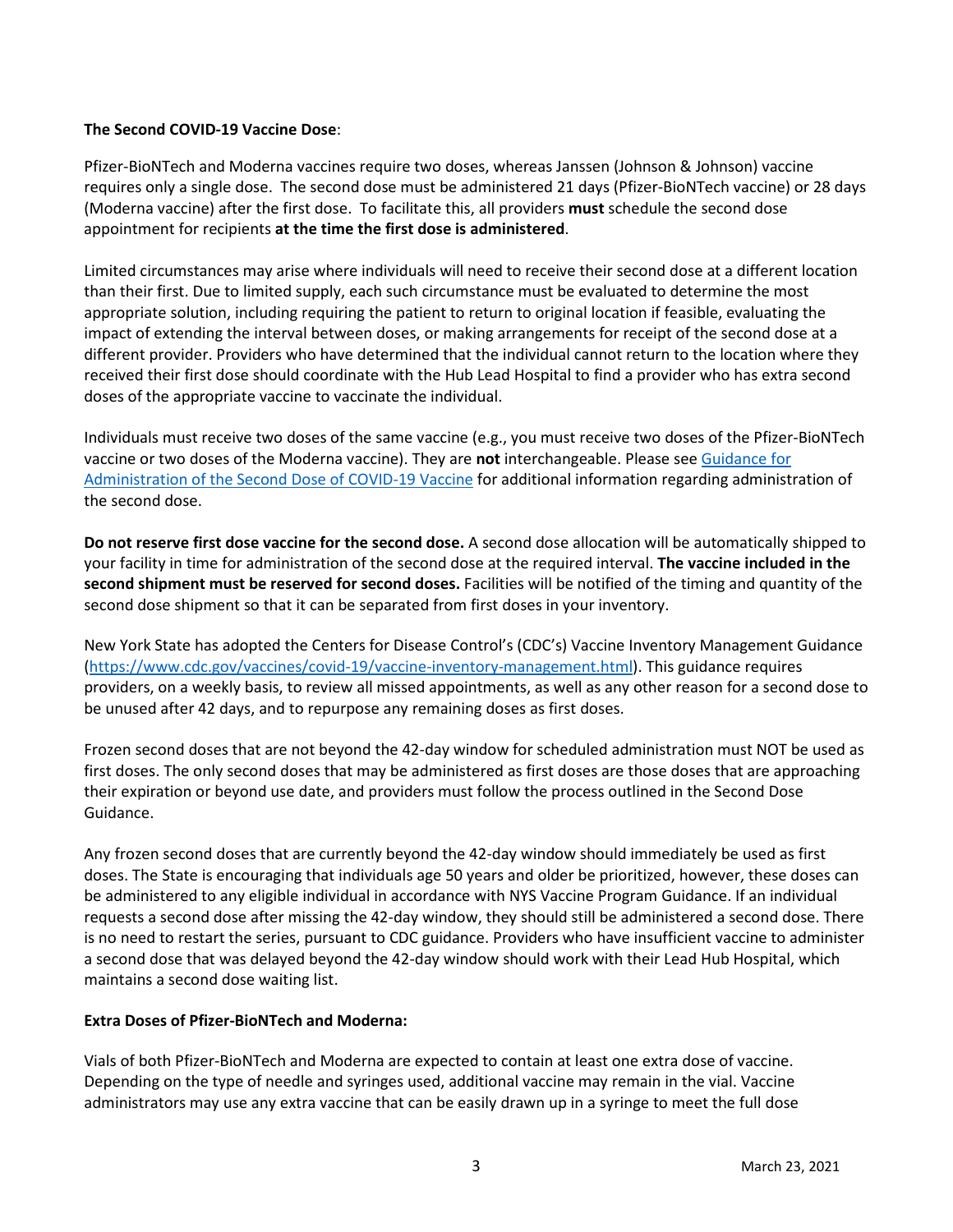**The Second COVID-19 Vaccine Dose**:

Pfizer-BioNTech and Moderna vaccines require two doses, whereas Janssen (Johnson & Johnson) vaccine requires only a single dose. The second dose must be administered 21 days (Pfizer-BioNTech vaccine) or 28 days (Moderna vaccine) after the first dose. To facilitate this, all providers **must** schedule the second dose appointment for recipients **at the time the first dose is administered**.

Limited circumstances may arise where individuals will need to receive their second dose at a different location than their first. Due to limited supply, each such circumstance must be evaluated to determine the most appropriate solution, including requiring the patient to return to original location if feasible, evaluating the impact of extending the interval between doses, or making arrangements for receipt of the second dose at a different provider. Providers who have determined that the individual cannot return to the location where they received their first dose should coordinate with the Hub Lead Hospital to find a provider who has extra second doses of the appropriate vaccine to vaccinate the individual.

Individuals must receive two doses of the same vaccine (e.g., you must receive two doses of the Pfizer-BioNTech vaccine or two doses of the Moderna vaccine). They are **not** interchangeable. Please see [Guidance for Administration of the Second Dose of COVID-19 Vaccine]() for additional information regarding administration of the second dose.

**Do not reserve first dose vaccine for the second dose.** A second dose allocation will be automatically shipped to your facility in time for administration of the second dose at the required interval. **The vaccine included in the second shipment must be reserved for second doses.** Facilities will be notified of the timing and quantity of the second dose shipment so that it can be separated from first doses in your inventory.

New York State has adopted the Centers for Disease Control's (CDC's) Vaccine Inventory Management Guidance (https://www.cdc.gov/vaccines/covid-19/vaccine-inventory-management.html). This guidance requires providers, on a weekly basis, to review all missed appointments, as well as any other reason for a second dose to be unused after 42 days, and to repurpose any remaining doses as first doses.

Frozen second doses that are not beyond the 42-day window for scheduled administration must NOT be used as first doses. The only second doses that may be administered as first doses are those doses that are approaching their expiration or beyond use date, and providers must follow the process outlined in the Second Dose Guidance.

Any frozen second doses that are currently beyond the 42-day window should immediately be used as first doses. The State is encouraging that individuals age 50 years and older be prioritized, however, these doses can be administered to any eligible individual in accordance with NYS Vaccine Program Guidance. If an individual requests a second dose after missing the 42-day window, they should still be administered a second dose. There is no need to restart the series, pursuant to CDC guidance. Providers who have insufficient vaccine to administer a second dose that was delayed beyond the 42-day window should work with their Lead Hub Hospital, which maintains a second dose waiting list.

**Extra Doses of Pfizer-BioNTech and Moderna:**

Vials of both Pfizer-BioNTech and Moderna are expected to contain at least one extra dose of vaccine. Depending on the type of needle and syringes used, additional vaccine may remain in the vial. Vaccine administrators may use any extra vaccine that can be easily drawn up in a syringe to meet the full dose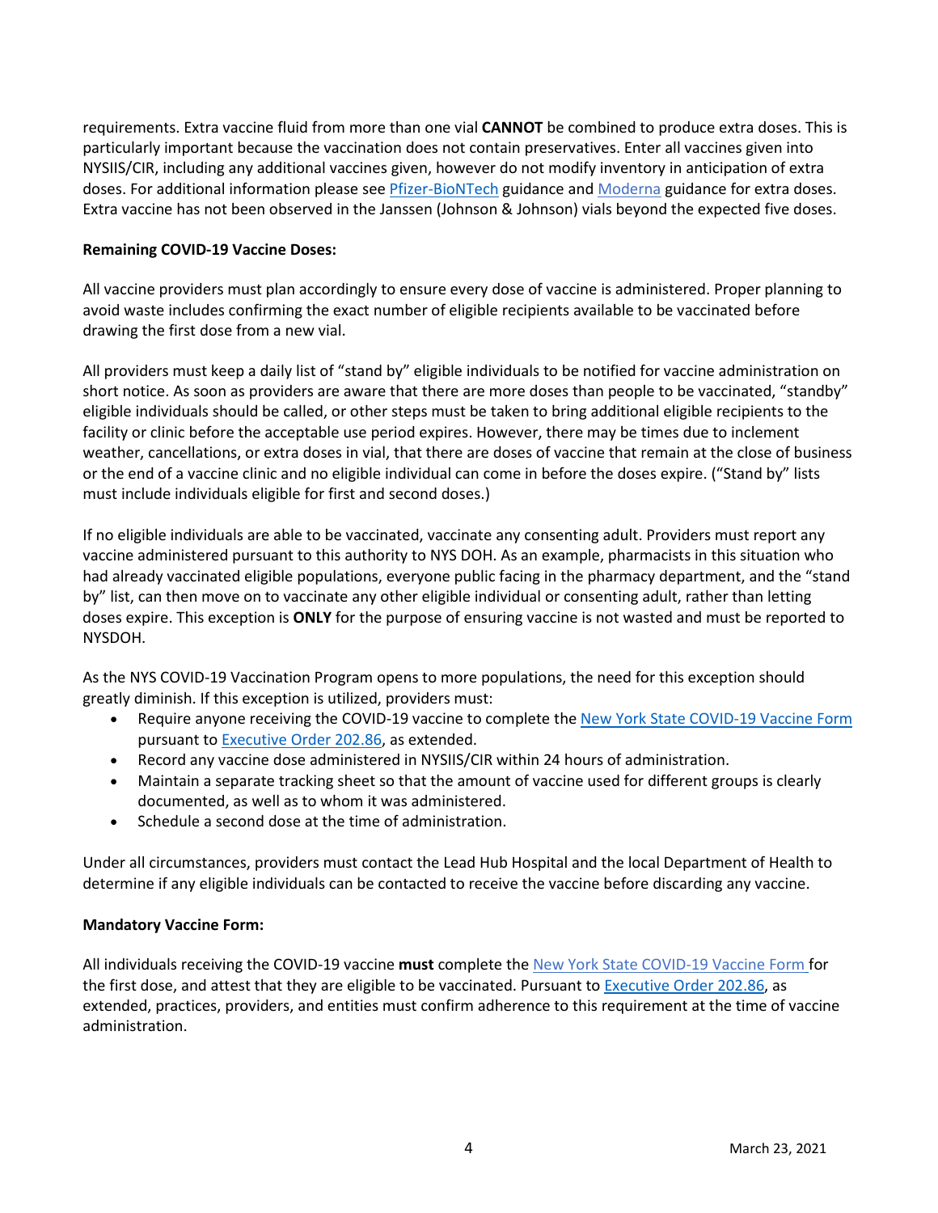requirements. Extra vaccine fluid from more than one vial **CANNOT** be combined to produce extra doses. This is particularly important because the vaccination does not contain preservatives. Enter all vaccines given into NYSIIS/CIR, including any additional vaccines given, however do not modify inventory in anticipation of extra doses. For additional information please see Pfizer-BioNTech guidance and Moderna guidance for extra doses. Extra vaccine has not been observed in the Janssen (Johnson & Johnson) vials beyond the expected five doses.

**Remaining COVID-19 Vaccine Doses:**

All vaccine providers must plan accordingly to ensure every dose of vaccine is administered. Proper planning to avoid waste includes confirming the exact number of eligible recipients available to be vaccinated before drawing the first dose from a new vial.

All providers must keep a daily list of "stand by" eligible individuals to be notified for vaccine administration on short notice. As soon as providers are aware that there are more doses than people to be vaccinated, "standby" eligible individuals should be called, or other steps must be taken to bring additional eligible recipients to the facility or clinic before the acceptable use period expires. However, there may be times due to inclement weather, cancellations, or extra doses in vial, that there are doses of vaccine that remain at the close of business or the end of a vaccine clinic and no eligible individual can come in before the doses expire. ("Stand by" lists must include individuals eligible for first and second doses.)

If no eligible individuals are able to be vaccinated, vaccinate any consenting adult. Providers must report any vaccine administered pursuant to this authority to NYS DOH. As an example, pharmacists in this situation who had already vaccinated eligible populations, everyone public facing in the pharmacy department, and the "stand by" list, can then move on to vaccinate any other eligible individual or consenting adult, rather than letting doses expire. This exception is **ONLY** for the purpose of ensuring vaccine is not wasted and must be reported to NYSDOH.

As the NYS COVID-19 Vaccination Program opens to more populations, the need for this exception should greatly diminish. If this exception is utilized, providers must:

- Require anyone receiving the COVID-19 vaccine to complete the New York State COVID-19 Vaccine Form pursuant to Executive Order 202.86, as extended.
- Record any vaccine dose administered in NYSIIS/CIR within 24 hours of administration.
- Maintain a separate tracking sheet so that the amount of vaccine used for different groups is clearly documented, as well as to whom it was administered.
- Schedule a second dose at the time of administration.

Under all circumstances, providers must contact the Lead Hub Hospital and the local Department of Health to determine if any eligible individuals can be contacted to receive the vaccine before discarding any vaccine.

**Mandatory Vaccine Form:**

All individuals receiving the COVID-19 vaccine **must** complete the New York State COVID-19 Vaccine Form for the first dose, and attest that they are eligible to be vaccinated. Pursuant to Executive Order 202.86, as extended, practices, providers, and entities must confirm adherence to this requirement at the time of vaccine administration.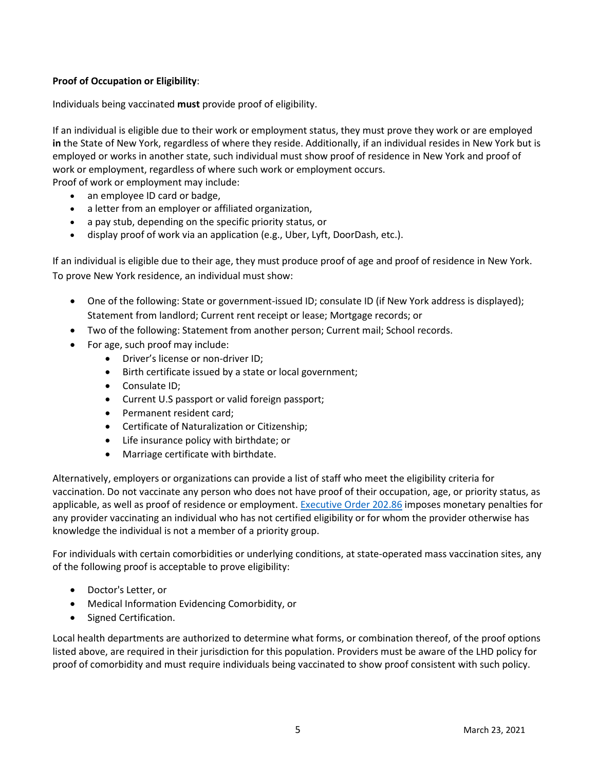**Proof of Occupation or Eligibility**:

Individuals being vaccinated **must** provide proof of eligibility.

If an individual is eligible due to their work or employment status, they must prove they work or are employed **in** the State of New York, regardless of where they reside. Additionally, if an individual resides in New York but is employed or works in another state, such individual must show proof of residence in New York and proof of work or employment, regardless of where such work or employment occurs.

Proof of work or employment may include:

- an employee ID card or badge,
- a letter from an employer or affiliated organization,
- a pay stub, depending on the specific priority status, or
- display proof of work via an application (e.g., Uber, Lyft, DoorDash, etc.).

If an individual is eligible due to their age, they must produce proof of age and proof of residence in New York. To prove New York residence, an individual must show:

- One of the following: State or government-issued ID; consulate ID (if New York address is displayed); Statement from landlord; Current rent receipt or lease; Mortgage records; or
- Two of the following: Statement from another person; Current mail; School records.
- For age, such proof may include:
  - Driver's license or non-driver ID;
  - Birth certificate issued by a state or local government;
  - Consulate ID;
  - Current U.S passport or valid foreign passport;
  - Permanent resident card;
  - Certificate of Naturalization or Citizenship;
  - Life insurance policy with birthdate; or
  - Marriage certificate with birthdate.

Alternatively, employers or organizations can provide a list of staff who meet the eligibility criteria for vaccination. Do not vaccinate any person who does not have proof of their occupation, age, or priority status, as applicable, as well as proof of residence or employment. Executive Order 202.86 imposes monetary penalties for any provider vaccinating an individual who has not certified eligibility or for whom the provider otherwise has knowledge the individual is not a member of a priority group.

For individuals with certain comorbidities or underlying conditions, at state-operated mass vaccination sites, any of the following proof is acceptable to prove eligibility:

- Doctor's Letter, or
- Medical Information Evidencing Comorbidity, or
- Signed Certification.

Local health departments are authorized to determine what forms, or combination thereof, of the proof options listed above, are required in their jurisdiction for this population. Providers must be aware of the LHD policy for proof of comorbidity and must require individuals being vaccinated to show proof consistent with such policy.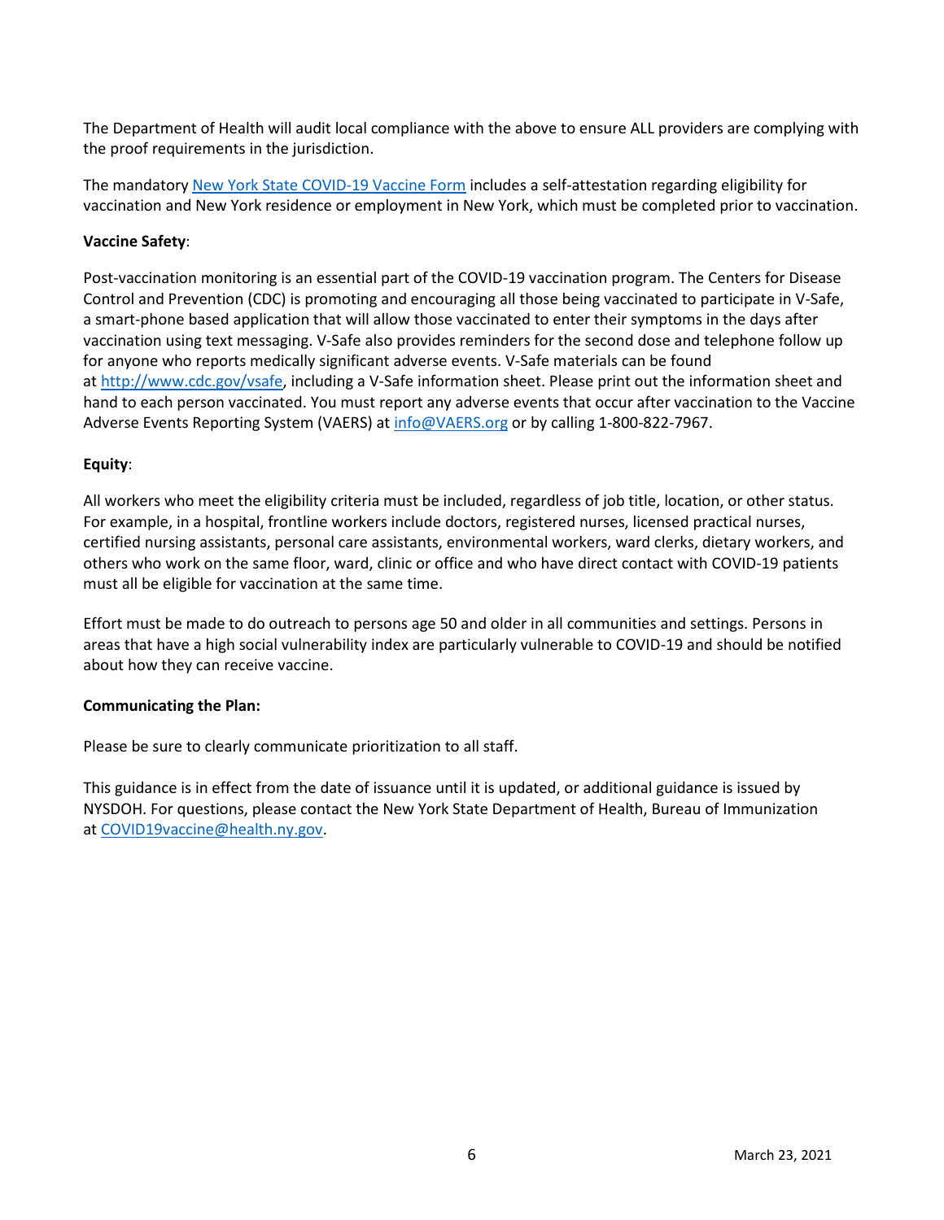The Department of Health will audit local compliance with the above to ensure ALL providers are complying with the proof requirements in the jurisdiction.

The mandatory [New York State COVID-19 Vaccine Form](#) includes a self-attestation regarding eligibility for vaccination and New York residence or employment in New York, which must be completed prior to vaccination.

**Vaccine Safety**:

Post-vaccination monitoring is an essential part of the COVID-19 vaccination program. The Centers for Disease Control and Prevention (CDC) is promoting and encouraging all those being vaccinated to participate in V-Safe, a smart-phone based application that will allow those vaccinated to enter their symptoms in the days after vaccination using text messaging. V-Safe also provides reminders for the second dose and telephone follow up for anyone who reports medically significant adverse events. V-Safe materials can be found at http://www.cdc.gov/vsafe, including a V-Safe information sheet. Please print out the information sheet and hand to each person vaccinated. You must report any adverse events that occur after vaccination to the Vaccine Adverse Events Reporting System (VAERS) at info@VAERS.org or by calling 1-800-822-7967.

**Equity**:

All workers who meet the eligibility criteria must be included, regardless of job title, location, or other status. For example, in a hospital, frontline workers include doctors, registered nurses, licensed practical nurses, certified nursing assistants, personal care assistants, environmental workers, ward clerks, dietary workers, and others who work on the same floor, ward, clinic or office and who have direct contact with COVID-19 patients must all be eligible for vaccination at the same time.

Effort must be made to do outreach to persons age 50 and older in all communities and settings. Persons in areas that have a high social vulnerability index are particularly vulnerable to COVID-19 and should be notified about how they can receive vaccine.

**Communicating the Plan:**

Please be sure to clearly communicate prioritization to all staff.

This guidance is in effect from the date of issuance until it is updated, or additional guidance is issued by NYSDOH. For questions, please contact the New York State Department of Health, Bureau of Immunization at COVID19vaccine@health.ny.gov.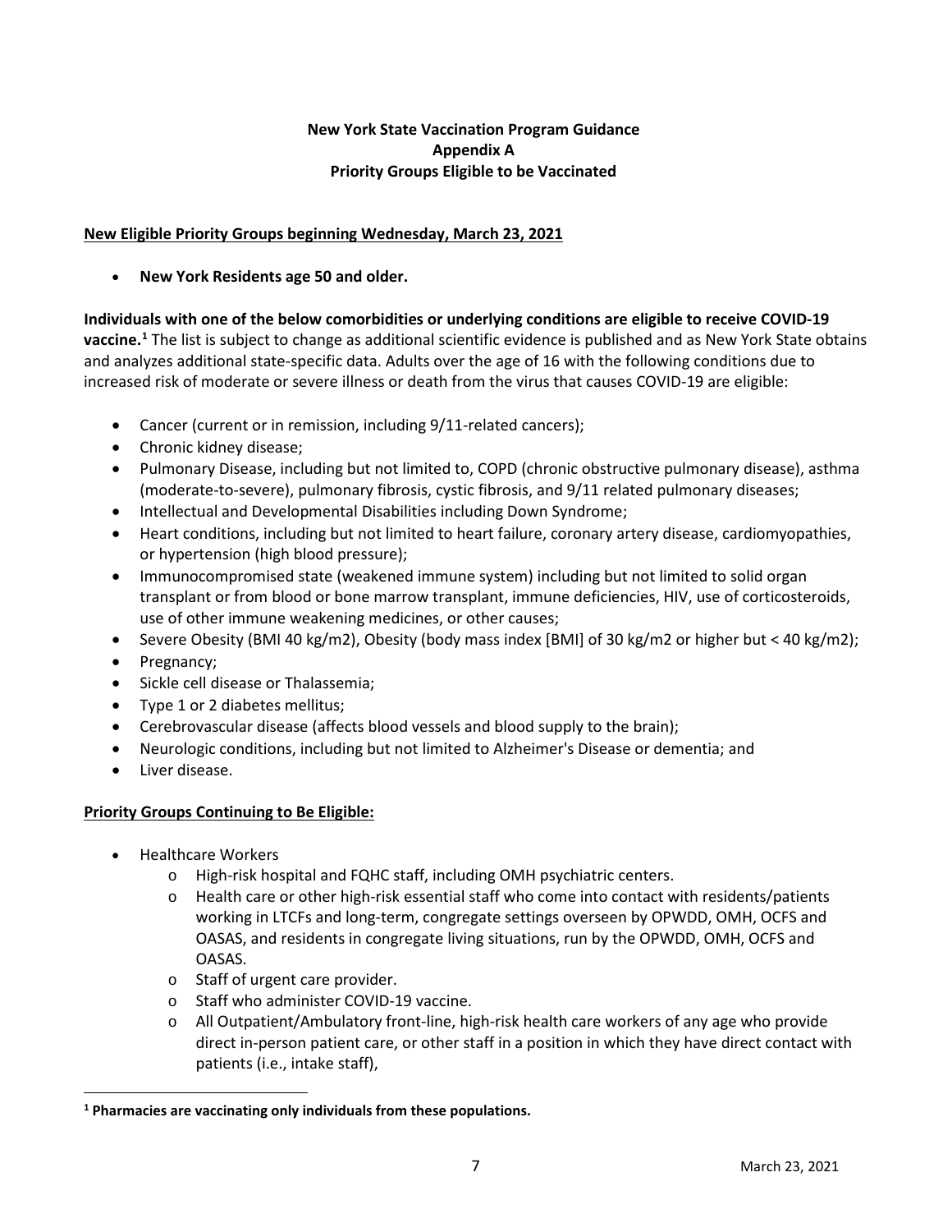**New York State Vaccination Program Guidance**
**Appendix A**
**Priority Groups Eligible to be Vaccinated**

**New Eligible Priority Groups beginning Wednesday, March 23, 2021**

- **New York Residents age 50 and older.**

**Individuals with one of the below comorbidities or underlying conditions are eligible to receive COVID-19 vaccine.**[1] The list is subject to change as additional scientific evidence is published and as New York State obtains and analyzes additional state-specific data. Adults over the age of 16 with the following conditions due to increased risk of moderate or severe illness or death from the virus that causes COVID-19 are eligible:

- Cancer (current or in remission, including 9/11-related cancers);
- Chronic kidney disease;
- Pulmonary Disease, including but not limited to, COPD (chronic obstructive pulmonary disease), asthma (moderate-to-severe), pulmonary fibrosis, cystic fibrosis, and 9/11 related pulmonary diseases;
- Intellectual and Developmental Disabilities including Down Syndrome;
- Heart conditions, including but not limited to heart failure, coronary artery disease, cardiomyopathies, or hypertension (high blood pressure);
- Immunocompromised state (weakened immune system) including but not limited to solid organ transplant or from blood or bone marrow transplant, immune deficiencies, HIV, use of corticosteroids, use of other immune weakening medicines, or other causes;
- Severe Obesity (BMI 40 kg/m2), Obesity (body mass index [BMI] of 30 kg/m2 or higher but < 40 kg/m2);
- Pregnancy;
- Sickle cell disease or Thalassemia;
- Type 1 or 2 diabetes mellitus;
- Cerebrovascular disease (affects blood vessels and blood supply to the brain);
- Neurologic conditions, including but not limited to Alzheimer's Disease or dementia; and
- Liver disease.

**Priority Groups Continuing to Be Eligible:**

- Healthcare Workers
  - High-risk hospital and FQHC staff, including OMH psychiatric centers.
  - Health care or other high-risk essential staff who come into contact with residents/patients working in LTCFs and long-term, congregate settings overseen by OPWDD, OMH, OCFS and OASAS, and residents in congregate living situations, run by the OPWDD, OMH, OCFS and OASAS.
  - Staff of urgent care provider.
  - Staff who administer COVID-19 vaccine.
  - All Outpatient/Ambulatory front-line, high-risk health care workers of any age who provide direct in-person patient care, or other staff in a position in which they have direct contact with patients (i.e., intake staff),

[1] **Pharmacies are vaccinating only individuals from these populations.**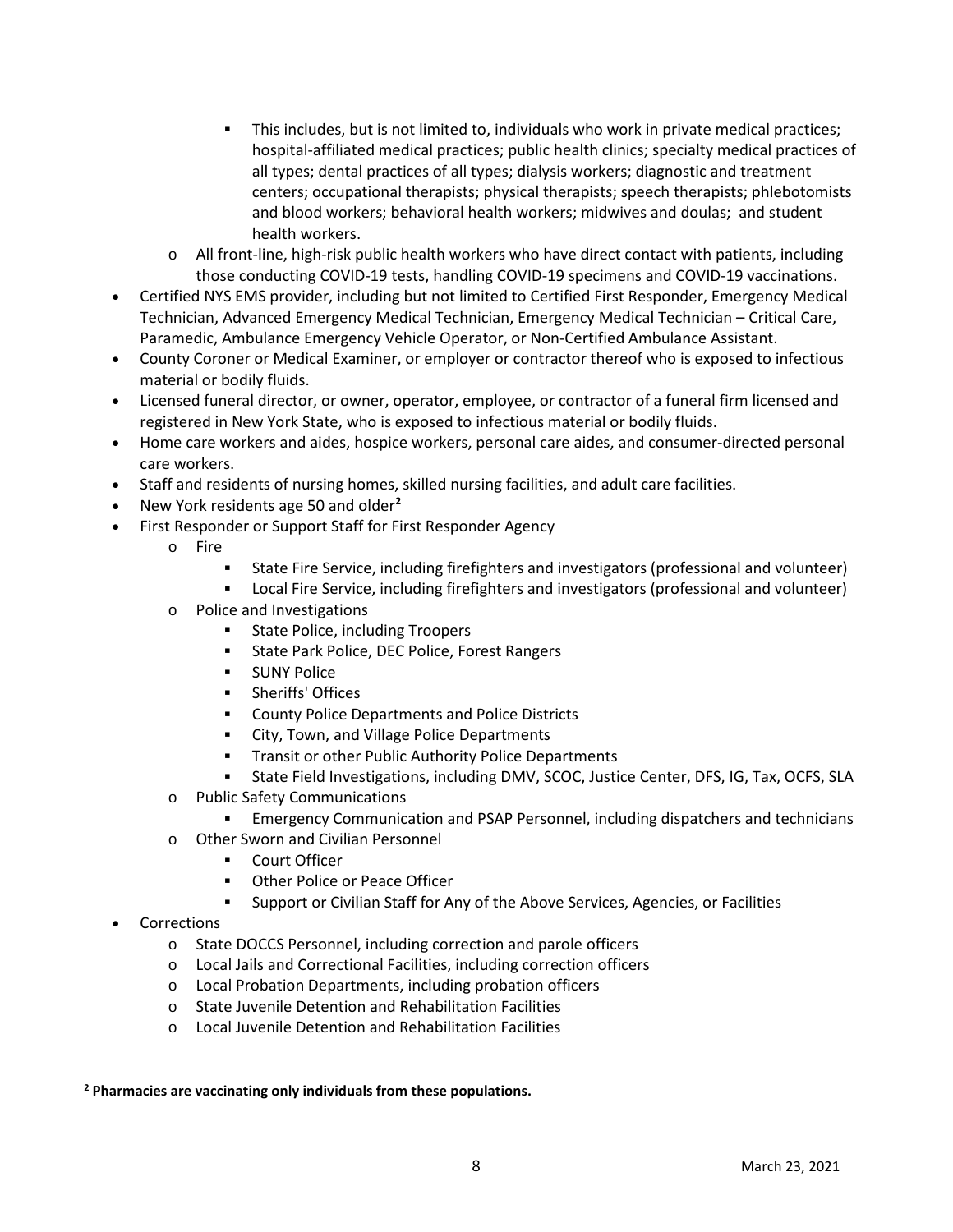- This includes, but is not limited to, individuals who work in private medical practices; hospital-affiliated medical practices; public health clinics; specialty medical practices of all types; dental practices of all types; dialysis workers; diagnostic and treatment centers; occupational therapists; physical therapists; speech therapists; phlebotomists and blood workers; behavioral health workers; midwives and doulas; and student health workers.
    - All front-line, high-risk public health workers who have direct contact with patients, including those conducting COVID-19 tests, handling COVID-19 specimens and COVID-19 vaccinations.
- Certified NYS EMS provider, including but not limited to Certified First Responder, Emergency Medical Technician, Advanced Emergency Medical Technician, Emergency Medical Technician – Critical Care, Paramedic, Ambulance Emergency Vehicle Operator, or Non-Certified Ambulance Assistant.
- County Coroner or Medical Examiner, or employer or contractor thereof who is exposed to infectious material or bodily fluids.
- Licensed funeral director, or owner, operator, employee, or contractor of a funeral firm licensed and registered in New York State, who is exposed to infectious material or bodily fluids.
- Home care workers and aides, hospice workers, personal care aides, and consumer-directed personal care workers.
- Staff and residents of nursing homes, skilled nursing facilities, and adult care facilities.
- New York residents age 50 and older[2]
- First Responder or Support Staff for First Responder Agency
    - Fire
        - State Fire Service, including firefighters and investigators (professional and volunteer)
        - Local Fire Service, including firefighters and investigators (professional and volunteer)
    - Police and Investigations
        - State Police, including Troopers
        - State Park Police, DEC Police, Forest Rangers
        - SUNY Police
        - Sheriffs' Offices
        - County Police Departments and Police Districts
        - City, Town, and Village Police Departments
        - Transit or other Public Authority Police Departments
        - State Field Investigations, including DMV, SCOC, Justice Center, DFS, IG, Tax, OCFS, SLA
    - Public Safety Communications
        - Emergency Communication and PSAP Personnel, including dispatchers and technicians
    - Other Sworn and Civilian Personnel
        - Court Officer
        - Other Police or Peace Officer
        - Support or Civilian Staff for Any of the Above Services, Agencies, or Facilities
- Corrections
    - State DOCCS Personnel, including correction and parole officers
    - Local Jails and Correctional Facilities, including correction officers
    - Local Probation Departments, including probation officers
    - State Juvenile Detention and Rehabilitation Facilities
    - Local Juvenile Detention and Rehabilitation Facilities

---

[2] **Pharmacies are vaccinating only individuals from these populations.**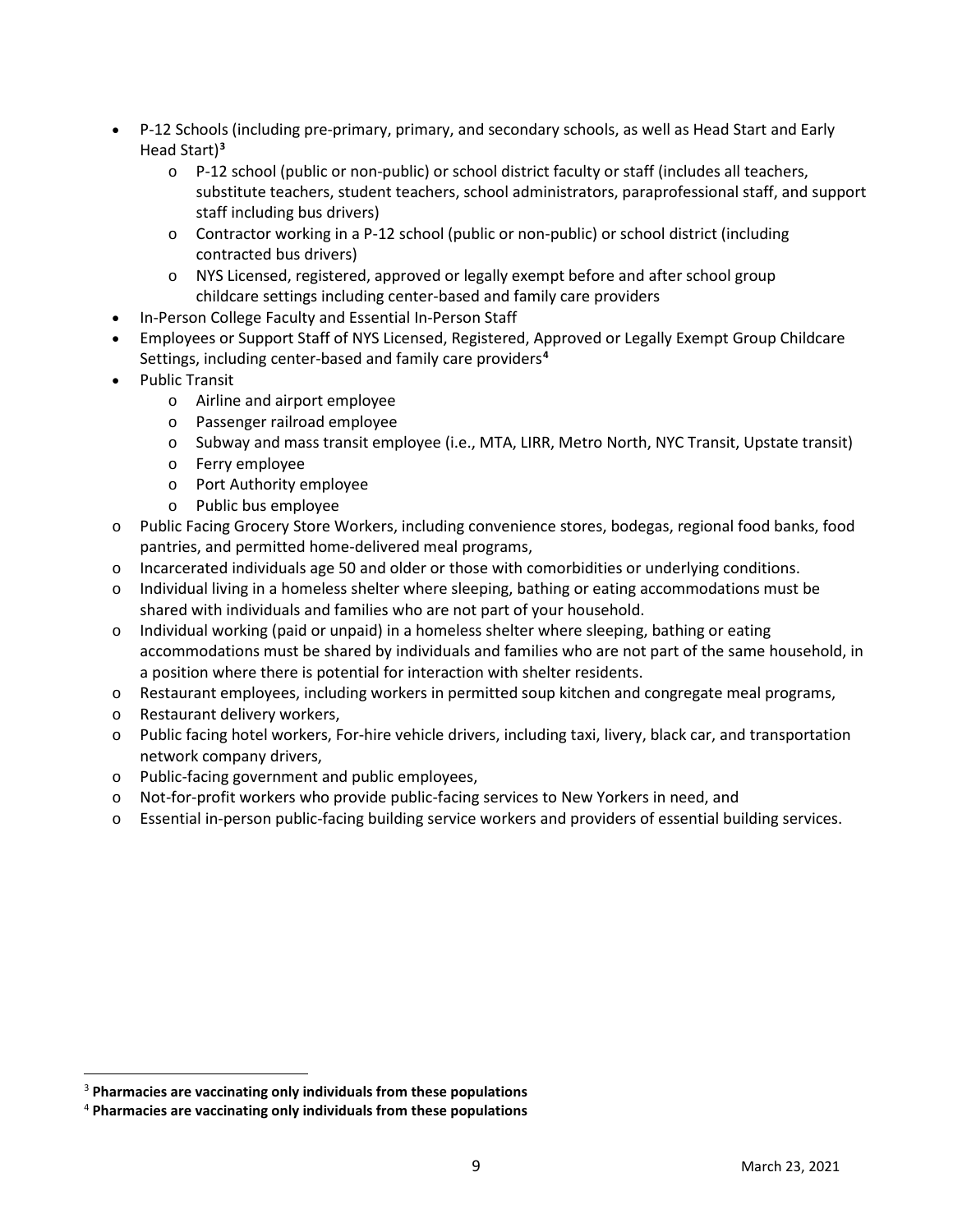- P-12 Schools (including pre-primary, primary, and secondary schools, as well as Head Start and Early Head Start)[3]
  - P-12 school (public or non-public) or school district faculty or staff (includes all teachers, substitute teachers, student teachers, school administrators, paraprofessional staff, and support staff including bus drivers)
  - Contractor working in a P-12 school (public or non-public) or school district (including contracted bus drivers)
  - NYS Licensed, registered, approved or legally exempt before and after school group childcare settings including center-based and family care providers
- In-Person College Faculty and Essential In-Person Staff
- Employees or Support Staff of NYS Licensed, Registered, Approved or Legally Exempt Group Childcare Settings, including center-based and family care providers[4]
- Public Transit
  - Airline and airport employee
  - Passenger railroad employee
  - Subway and mass transit employee (i.e., MTA, LIRR, Metro North, NYC Transit, Upstate transit)
  - Ferry employee
  - Port Authority employee
  - Public bus employee
- Public Facing Grocery Store Workers, including convenience stores, bodegas, regional food banks, food pantries, and permitted home-delivered meal programs,
- Incarcerated individuals age 50 and older or those with comorbidities or underlying conditions.
- Individual living in a homeless shelter where sleeping, bathing or eating accommodations must be shared with individuals and families who are not part of your household.
- Individual working (paid or unpaid) in a homeless shelter where sleeping, bathing or eating accommodations must be shared by individuals and families who are not part of the same household, in a position where there is potential for interaction with shelter residents.
- Restaurant employees, including workers in permitted soup kitchen and congregate meal programs,
- Restaurant delivery workers,
- Public facing hotel workers, For-hire vehicle drivers, including taxi, livery, black car, and transportation network company drivers,
- Public-facing government and public employees,
- Not-for-profit workers who provide public-facing services to New Yorkers in need, and
- Essential in-person public-facing building service workers and providers of essential building services.

---

[3] **Pharmacies are vaccinating only individuals from these populations**

[4] **Pharmacies are vaccinating only individuals from these populations**

March 23, 2021